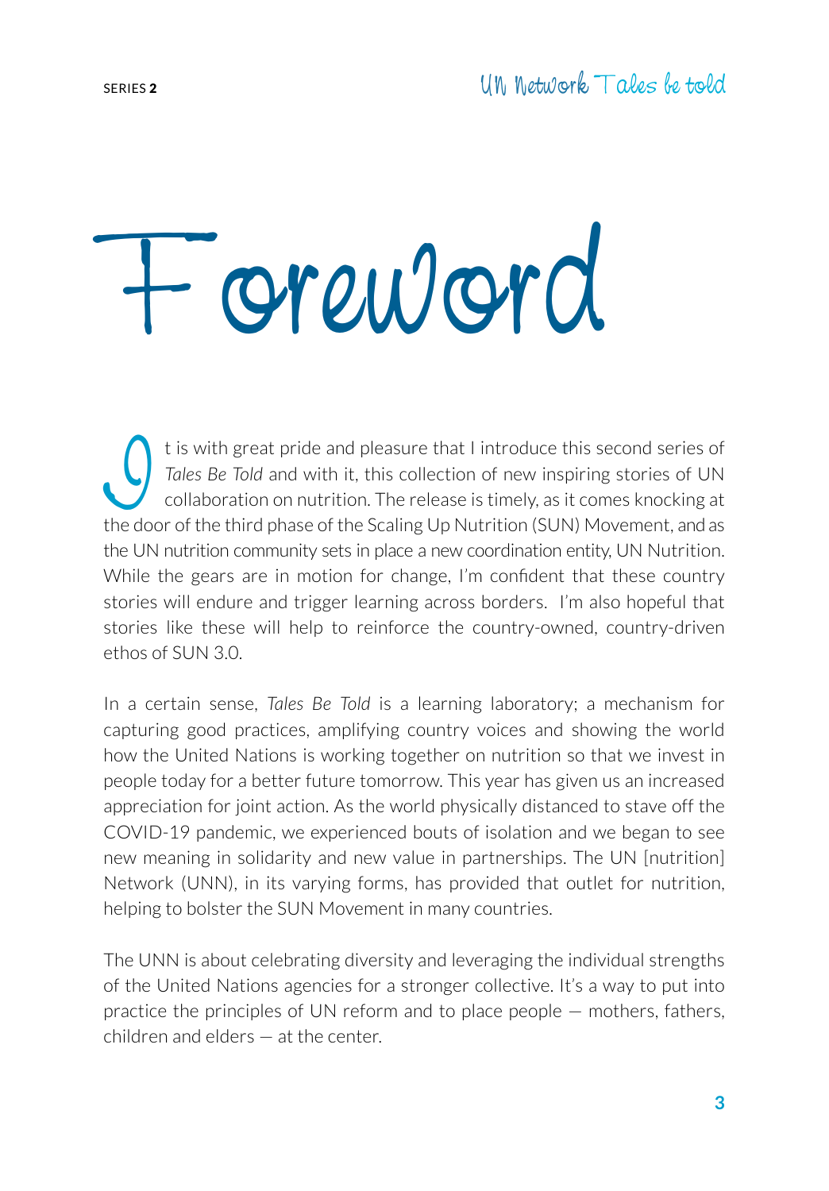# Foreword

It is with great pride and pleasure that I introduce this second series of *Tales Be Told* and with it, this collection of new inspiring stories of UN collaboration on nutrition. The release is timely, as it comes knocking at the door of the third phase of the Scaling Up Nutrition (SUN) Movement, and as the UN nutrition community sets in place a new coordination entity, UN Nutrition. While the gears are in motion for change, I'm confident that these country stories will endure and trigger learning across borders. I'm also hopeful that stories like these will help to reinforce the country-owned, country-driven ethos of SUN 3.0.

In a certain sense, *Tales Be Told* is a learning laboratory; a mechanism for capturing good practices, amplifying country voices and showing the world how the United Nations is working together on nutrition so that we invest in people today for a better future tomorrow. This year has given us an increased appreciation for joint action. As the world physically distanced to stave off the COVID-19 pandemic, we experienced bouts of isolation and we began to see new meaning in solidarity and new value in partnerships. The UN [nutrition] Network (UNN), in its varying forms, has provided that outlet for nutrition, helping to bolster the SUN Movement in many countries.

The UNN is about celebrating diversity and leveraging the individual strengths of the United Nations agencies for a stronger collective. It's a way to put into practice the principles of UN reform and to place people — mothers, fathers, children and elders — at the center.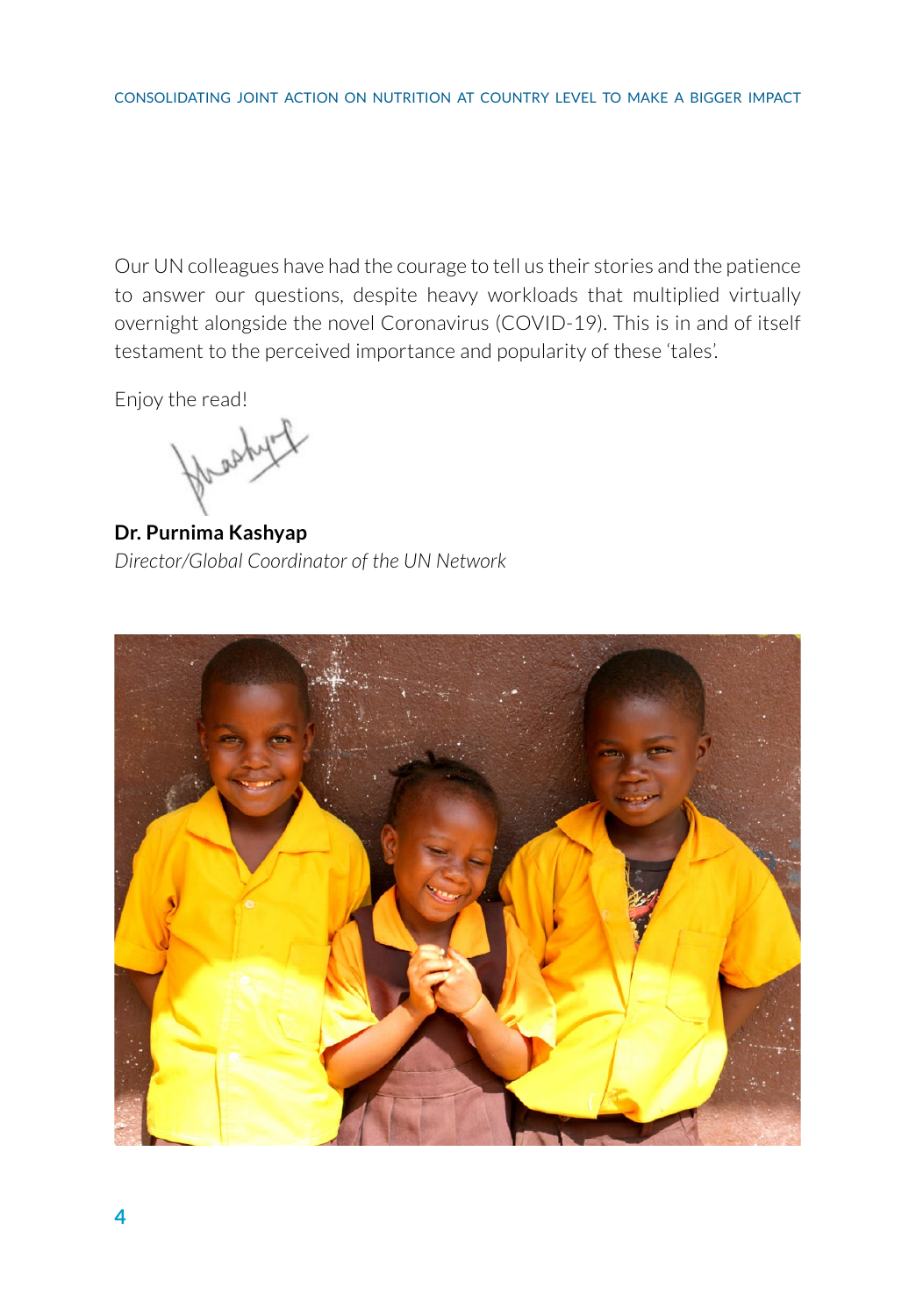Our UN colleagues have had the courage to tell us their stories and the patience to answer our questions, despite heavy workloads that multiplied virtually overnight alongside the novel Coronavirus (COVID-19). This is in and of itself testament to the perceived importance and popularity of these 'tales'.

Enjoy the read!

**Dr. Purnima Kashyap**
*Director/Global Coordinator of the UN Network*